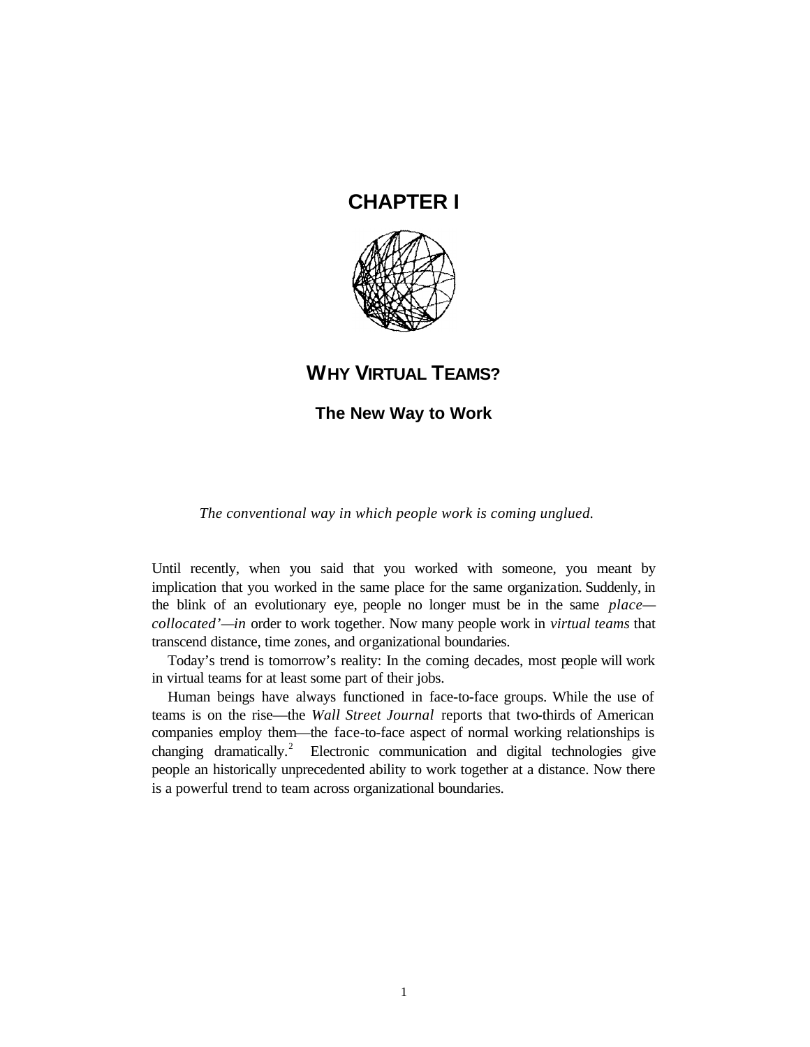# CHAPTER I

## WHY VIRTUAL TEAMS?

### The New Way to Work

*The conventional way in which people work is coming unglued.*

Until recently, when you said that you worked with someone, you meant by implication that you worked in the same place for the same organization. Suddenly, in the blink of an evolutionary eye, people no longer must be in the same *place—collocated'—in* order to work together. Now many people work in *virtual teams* that transcend distance, time zones, and organizational boundaries.

Today's trend is tomorrow's reality: In the coming decades, most people will work in virtual teams for at least some part of their jobs.

Human beings have always functioned in face-to-face groups. While the use of teams is on the rise—the *Wall Street Journal* reports that two-thirds of American companies employ them—the face-to-face aspect of normal working relationships is changing dramatically.[2] Electronic communication and digital technologies give people an historically unprecedented ability to work together at a distance. Now there is a powerful trend to team across organizational boundaries.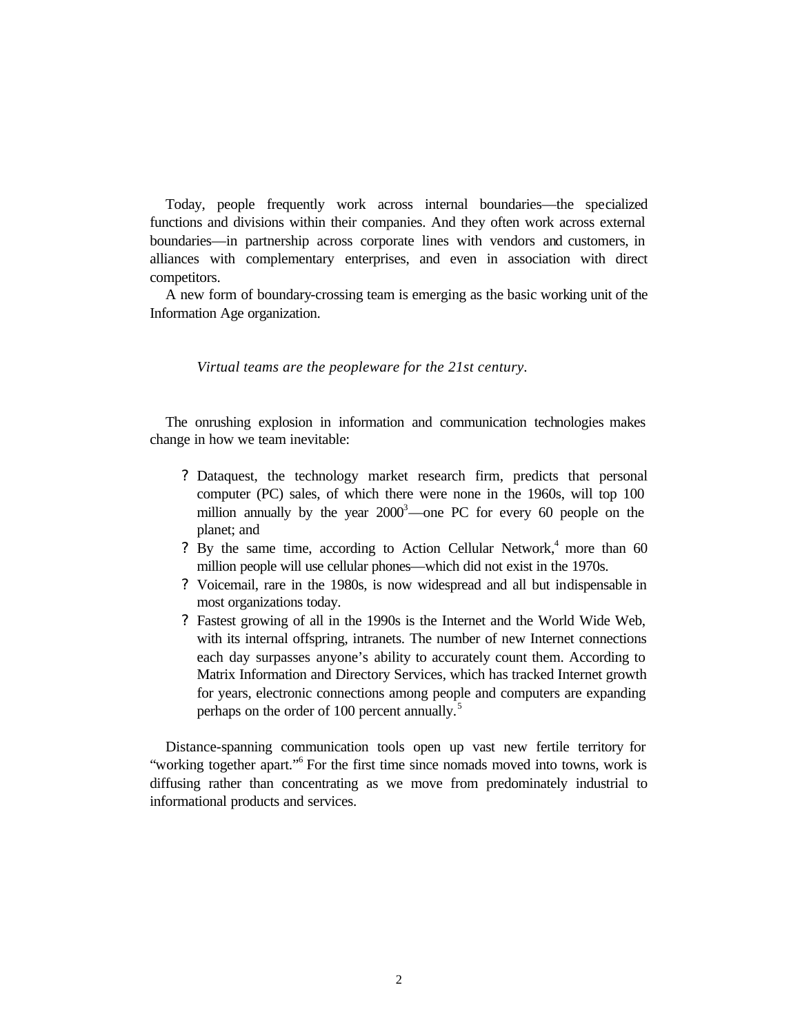Today, people frequently work across internal boundaries—the specialized functions and divisions within their companies. And they often work across external boundaries—in partnership across corporate lines with vendors and customers, in alliances with complementary enterprises, and even in association with direct competitors.

A new form of boundary-crossing team is emerging as the basic working unit of the Information Age organization.

*Virtual teams are the peopleware for the 21st century.*

The onrushing explosion in information and communication technologies makes change in how we team inevitable:

- Dataquest, the technology market research firm, predicts that personal computer (PC) sales, of which there were none in the 1960s, will top 100 million annually by the year 2000[3]—one PC for every 60 people on the planet; and
- By the same time, according to Action Cellular Network,[4] more than 60 million people will use cellular phones—which did not exist in the 1970s.
- Voicemail, rare in the 1980s, is now widespread and all but indispensable in most organizations today.
- Fastest growing of all in the 1990s is the Internet and the World Wide Web, with its internal offspring, intranets. The number of new Internet connections each day surpasses anyone's ability to accurately count them. According to Matrix Information and Directory Services, which has tracked Internet growth for years, electronic connections among people and computers are expanding perhaps on the order of 100 percent annually.[5]

Distance-spanning communication tools open up vast new fertile territory for "working together apart."[6] For the first time since nomads moved into towns, work is diffusing rather than concentrating as we move from predominately industrial to informational products and services.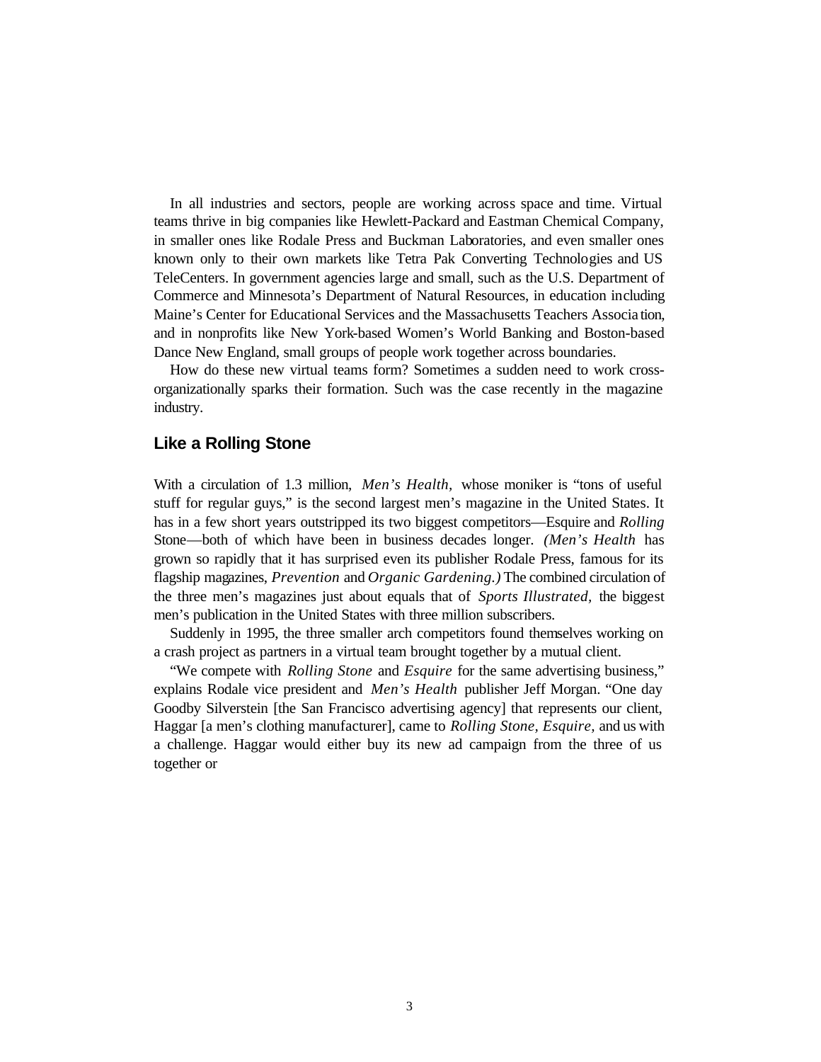In all industries and sectors, people are working across space and time. Virtual teams thrive in big companies like Hewlett-Packard and Eastman Chemical Company, in smaller ones like Rodale Press and Buckman Laboratories, and even smaller ones known only to their own markets like Tetra Pak Converting Technologies and US TeleCenters. In government agencies large and small, such as the U.S. Department of Commerce and Minnesota's Department of Natural Resources, in education including Maine's Center for Educational Services and the Massachusetts Teachers Association, and in nonprofits like New York-based Women's World Banking and Boston-based Dance New England, small groups of people work together across boundaries.

How do these new virtual teams form? Sometimes a sudden need to work cross-organizationally sparks their formation. Such was the case recently in the magazine industry.

## Like a Rolling Stone

With a circulation of 1.3 million, *Men's Health*, whose moniker is "tons of useful stuff for regular guys," is the second largest men's magazine in the United States. It has in a few short years outstripped its two biggest competitors—Esquire and *Rolling* Stone—both of which have been in business decades longer. *(Men's Health* has grown so rapidly that it has surprised even its publisher Rodale Press, famous for its flagship magazines, *Prevention* and *Organic Gardening.)* The combined circulation of the three men's magazines just about equals that of *Sports Illustrated*, the biggest men's publication in the United States with three million subscribers.

Suddenly in 1995, the three smaller arch competitors found themselves working on a crash project as partners in a virtual team brought together by a mutual client.

"We compete with *Rolling Stone* and *Esquire* for the same advertising business," explains Rodale vice president and *Men's Health* publisher Jeff Morgan. "One day Goodby Silverstein [the San Francisco advertising agency] that represents our client, Haggar [a men's clothing manufacturer], came to *Rolling Stone*, *Esquire*, and us with a challenge. Haggar would either buy its new ad campaign from the three of us together or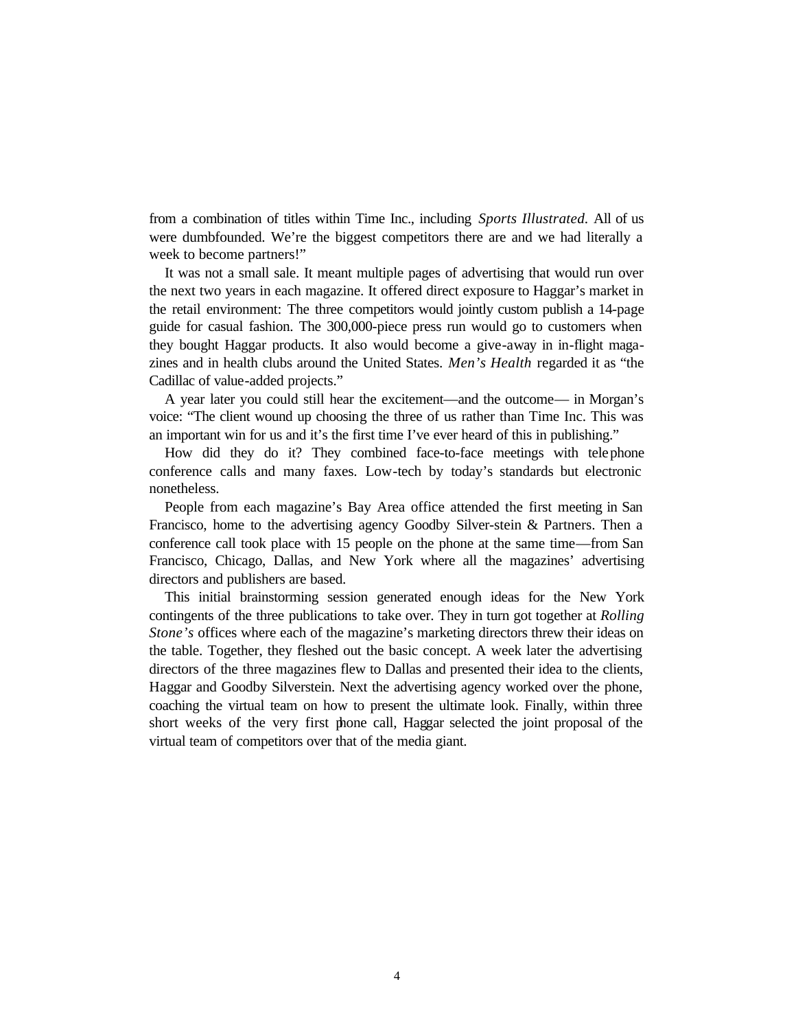from a combination of titles within Time Inc., including *Sports Illustrated*. All of us were dumbfounded. We're the biggest competitors there are and we had literally a week to become partners!"

It was not a small sale. It meant multiple pages of advertising that would run over the next two years in each magazine. It offered direct exposure to Haggar's market in the retail environment: The three competitors would jointly custom publish a 14-page guide for casual fashion. The 300,000-piece press run would go to customers when they bought Haggar products. It also would become a give-away in in-flight magazines and in health clubs around the United States. *Men's Health* regarded it as "the Cadillac of value-added projects."

A year later you could still hear the excitement—and the outcome— in Morgan's voice: "The client wound up choosing the three of us rather than Time Inc. This was an important win for us and it's the first time I've ever heard of this in publishing."

How did they do it? They combined face-to-face meetings with telephone conference calls and many faxes. Low-tech by today's standards but electronic nonetheless.

People from each magazine's Bay Area office attended the first meeting in San Francisco, home to the advertising agency Goodby Silver-stein & Partners. Then a conference call took place with 15 people on the phone at the same time—from San Francisco, Chicago, Dallas, and New York where all the magazines' advertising directors and publishers are based.

This initial brainstorming session generated enough ideas for the New York contingents of the three publications to take over. They in turn got together at *Rolling Stone's* offices where each of the magazine's marketing directors threw their ideas on the table. Together, they fleshed out the basic concept. A week later the advertising directors of the three magazines flew to Dallas and presented their idea to the clients, Haggar and Goodby Silverstein. Next the advertising agency worked over the phone, coaching the virtual team on how to present the ultimate look. Finally, within three short weeks of the very first phone call, Haggar selected the joint proposal of the virtual team of competitors over that of the media giant.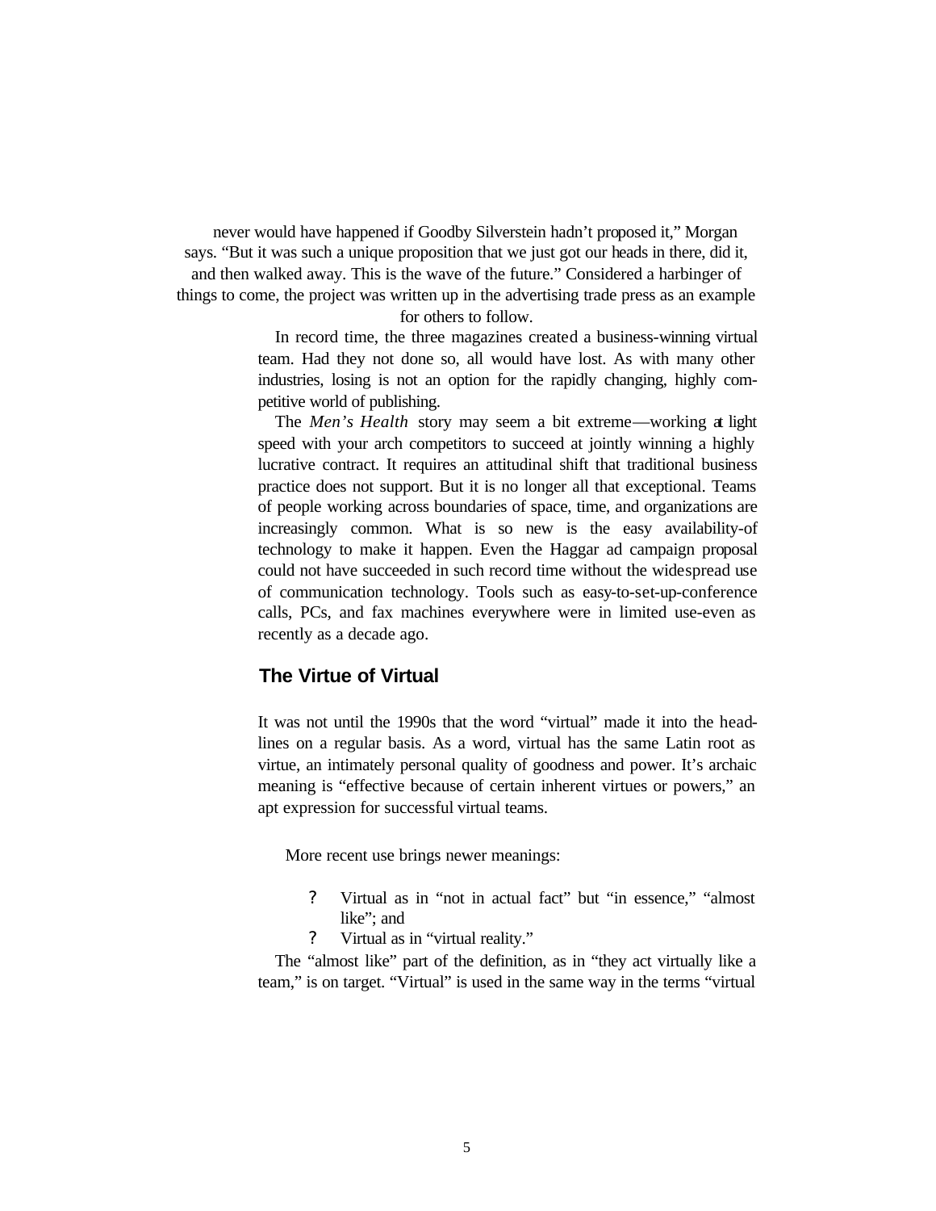never would have happened if Goodby Silverstein hadn't proposed it," Morgan says. "But it was such a unique proposition that we just got our heads in there, did it, and then walked away. This is the wave of the future." Considered a harbinger of things to come, the project was written up in the advertising trade press as an example for others to follow.

In record time, the three magazines created a business-winning virtual team. Had they not done so, all would have lost. As with many other industries, losing is not an option for the rapidly changing, highly competitive world of publishing.

The *Men's Health* story may seem a bit extreme—working at light speed with your arch competitors to succeed at jointly winning a highly lucrative contract. It requires an attitudinal shift that traditional business practice does not support. But it is no longer all that exceptional. Teams of people working across boundaries of space, time, and organizations are increasingly common. What is so new is the easy availability-of technology to make it happen. Even the Haggar ad campaign proposal could not have succeeded in such record time without the widespread use of communication technology. Tools such as easy-to-set-up-conference calls, PCs, and fax machines everywhere were in limited use-even as recently as a decade ago.

## The Virtue of Virtual

It was not until the 1990s that the word "virtual" made it into the headlines on a regular basis. As a word, virtual has the same Latin root as virtue, an intimately personal quality of goodness and power. It's archaic meaning is "effective because of certain inherent virtues or powers," an apt expression for successful virtual teams.

More recent use brings newer meanings:

- Virtual as in "not in actual fact" but "in essence," "almost like"; and
- Virtual as in "virtual reality."

The "almost like" part of the definition, as in "they act virtually like a team," is on target. "Virtual" is used in the same way in the terms "virtual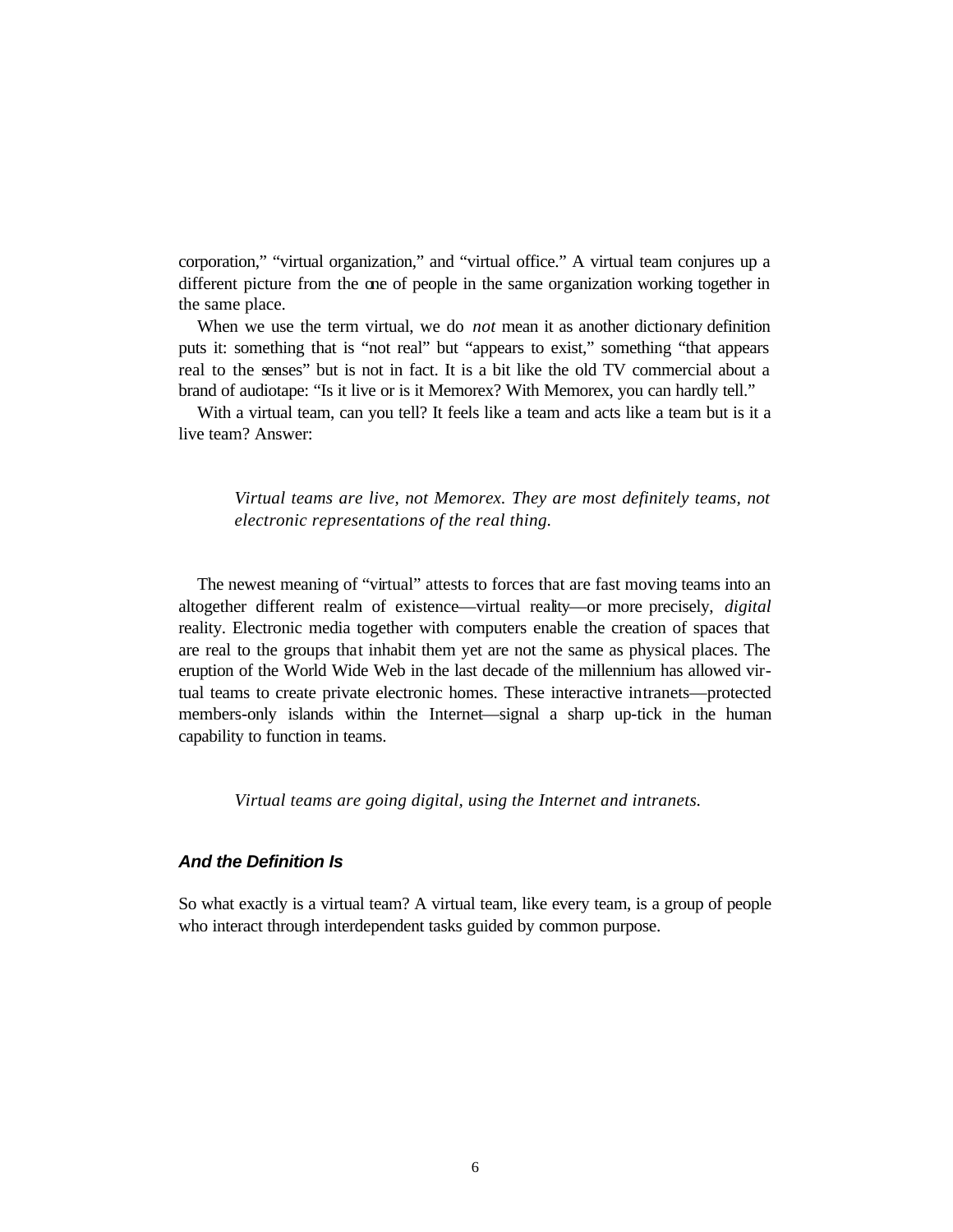corporation," "virtual organization," and "virtual office." A virtual team conjures up a different picture from the one of people in the same organization working together in the same place.

When we use the term virtual, we do *not* mean it as another dictionary definition puts it: something that is "not real" but "appears to exist," something "that appears real to the senses" but is not in fact. It is a bit like the old TV commercial about a brand of audiotape: "Is it live or is it Memorex? With Memorex, you can hardly tell."

With a virtual team, can you tell? It feels like a team and acts like a team but is it a live team? Answer:

> *Virtual teams are live, not Memorex. They are most definitely teams, not electronic representations of the real thing.*

The newest meaning of "virtual" attests to forces that are fast moving teams into an altogether different realm of existence—virtual reality—or more precisely, *digital* reality. Electronic media together with computers enable the creation of spaces that are real to the groups that inhabit them yet are not the same as physical places. The eruption of the World Wide Web in the last decade of the millennium has allowed virtual teams to create private electronic homes. These interactive intranets—protected members-only islands within the Internet—signal a sharp up-tick in the human capability to function in teams.

> *Virtual teams are going digital, using the Internet and intranets.*

### ***And the Definition Is***

So what exactly is a virtual team? A virtual team, like every team, is a group of people who interact through interdependent tasks guided by common purpose.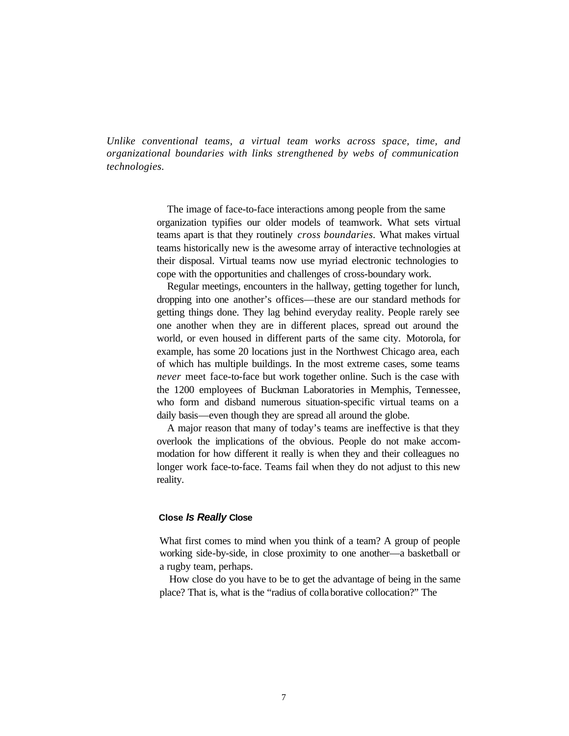*Unlike conventional teams, a virtual team works across space, time, and organizational boundaries with links strengthened by webs of communication technologies.*

The image of face-to-face interactions among people from the same organization typifies our older models of teamwork. What sets virtual teams apart is that they routinely *cross boundaries*. What makes virtual teams historically new is the awesome array of interactive technologies at their disposal. Virtual teams now use myriad electronic technologies to cope with the opportunities and challenges of cross-boundary work.

Regular meetings, encounters in the hallway, getting together for lunch, dropping into one another's offices—these are our standard methods for getting things done. They lag behind everyday reality. People rarely see one another when they are in different places, spread out around the world, or even housed in different parts of the same city. Motorola, for example, has some 20 locations just in the Northwest Chicago area, each of which has multiple buildings. In the most extreme cases, some teams *never* meet face-to-face but work together online. Such is the case with the 1200 employees of Buckman Laboratories in Memphis, Tennessee, who form and disband numerous situation-specific virtual teams on a daily basis—even though they are spread all around the globe.

A major reason that many of today's teams are ineffective is that they overlook the implications of the obvious. People do not make accommodation for how different it really is when they and their colleagues no longer work face-to-face. Teams fail when they do not adjust to this new reality.

### Close *Is Really* Close

What first comes to mind when you think of a team? A group of people working side-by-side, in close proximity to one another—a basketball or a rugby team, perhaps.

How close do you have to be to get the advantage of being in the same place? That is, what is the "radius of collaborative collocation?" The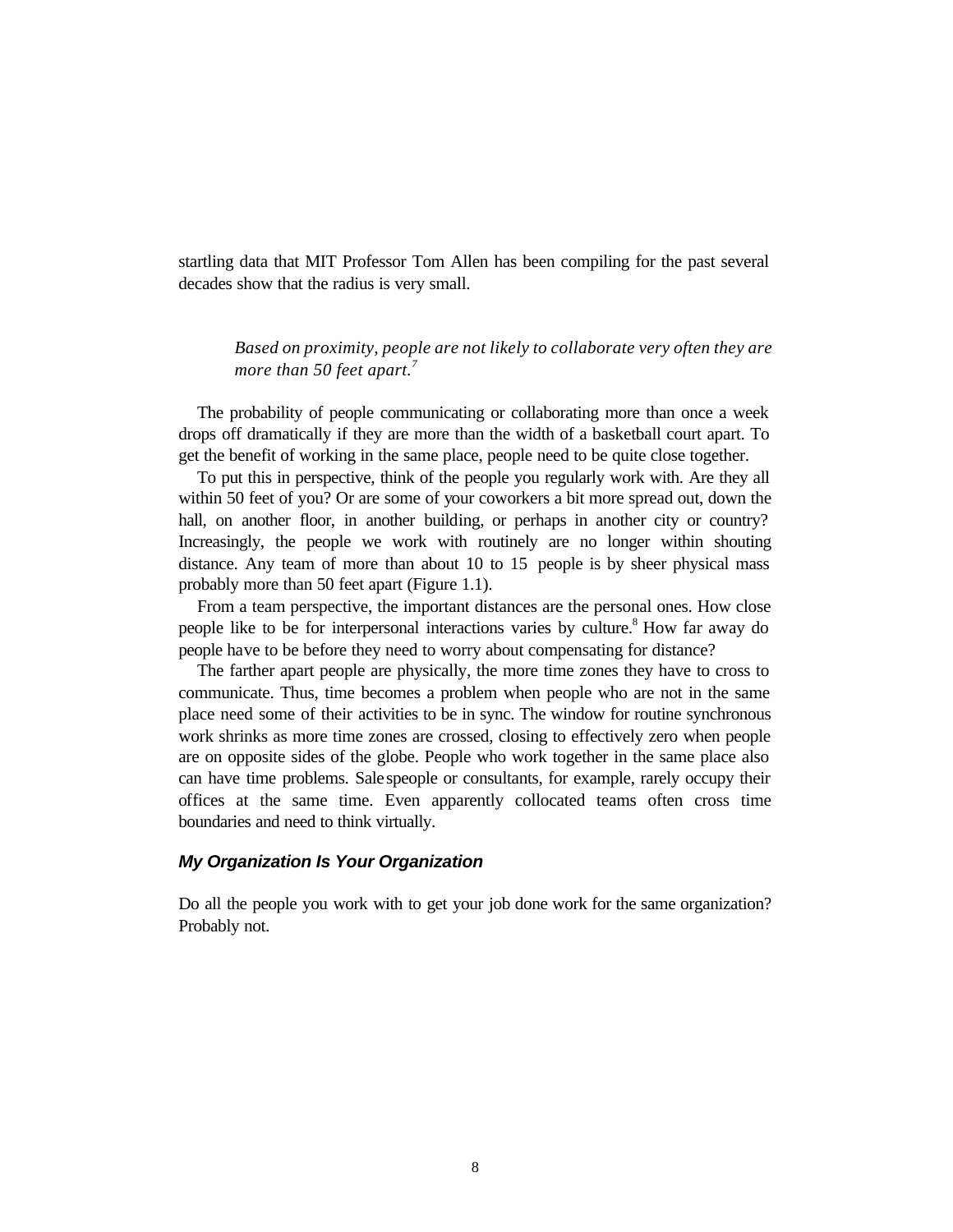startling data that MIT Professor Tom Allen has been compiling for the past several decades show that the radius is very small.

> *Based on proximity, people are not likely to collaborate very often they are more than 50 feet apart.*[7]

The probability of people communicating or collaborating more than once a week drops off dramatically if they are more than the width of a basketball court apart. To get the benefit of working in the same place, people need to be quite close together.

To put this in perspective, think of the people you regularly work with. Are they all within 50 feet of you? Or are some of your coworkers a bit more spread out, down the hall, on another floor, in another building, or perhaps in another city or country? Increasingly, the people we work with routinely are no longer within shouting distance. Any team of more than about 10 to 15 people is by sheer physical mass probably more than 50 feet apart (Figure 1.1).

From a team perspective, the important distances are the personal ones. How close people like to be for interpersonal interactions varies by culture.[8] How far away do people have to be before they need to worry about compensating for distance?

The farther apart people are physically, the more time zones they have to cross to communicate. Thus, time becomes a problem when people who are not in the same place need some of their activities to be in sync. The window for routine synchronous work shrinks as more time zones are crossed, closing to effectively zero when people are on opposite sides of the globe. People who work together in the same place also can have time problems. Salespeople or consultants, for example, rarely occupy their offices at the same time. Even apparently collocated teams often cross time boundaries and need to think virtually.

### *My Organization Is Your Organization*

Do all the people you work with to get your job done work for the same organization? Probably not.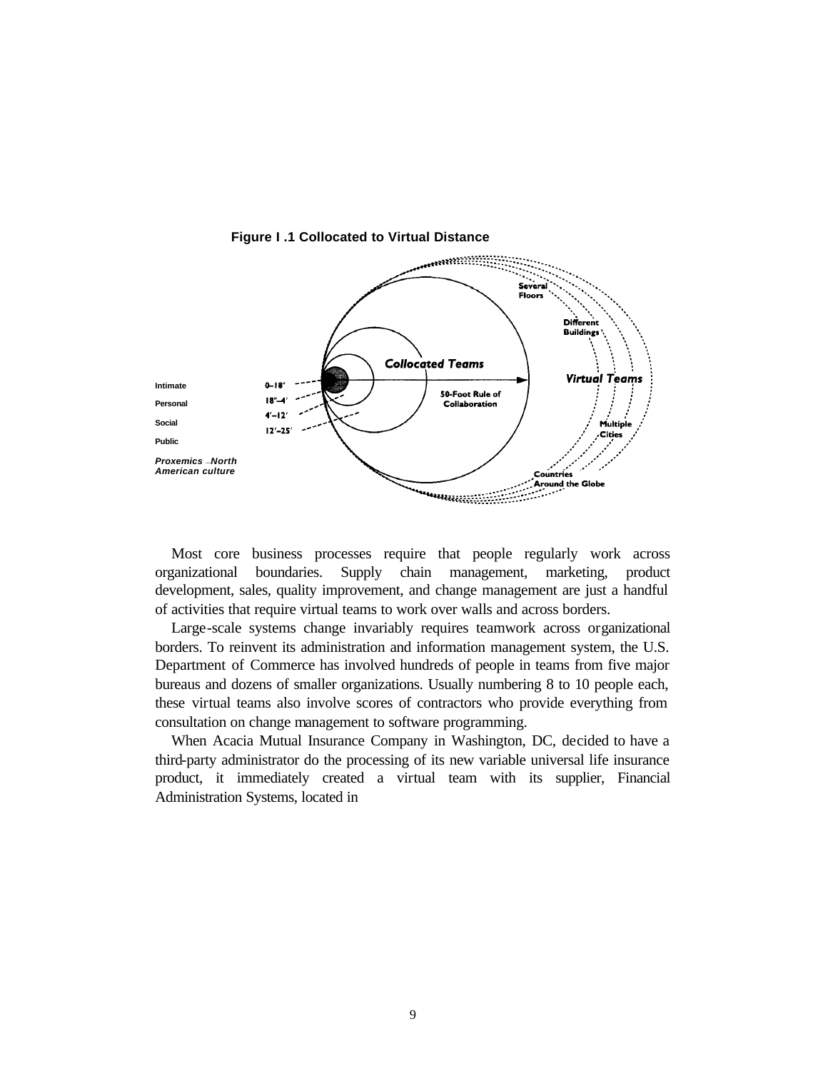**Figure I .1 Collocated to Virtual Distance**

Intimate

Personal

Social

Public

*Proxemics – North American culture*

0–18″

18″–4′

4′–12′

12′–25′

Collocated Teams

50-Foot Rule of Collaboration

Several Floors

Different Buildings

Virtual Teams

Multiple Cities

Countries Around the Globe

Most core business processes require that people regularly work across organizational boundaries. Supply chain management, marketing, product development, sales, quality improvement, and change management are just a handful of activities that require virtual teams to work over walls and across borders.

Large-scale systems change invariably requires teamwork across organizational borders. To reinvent its administration and information management system, the U.S. Department of Commerce has involved hundreds of people in teams from five major bureaus and dozens of smaller organizations. Usually numbering 8 to 10 people each, these virtual teams also involve scores of contractors who provide everything from consultation on change management to software programming.

When Acacia Mutual Insurance Company in Washington, DC, decided to have a third-party administrator do the processing of its new variable universal life insurance product, it immediately created a virtual team with its supplier, Financial Administration Systems, located in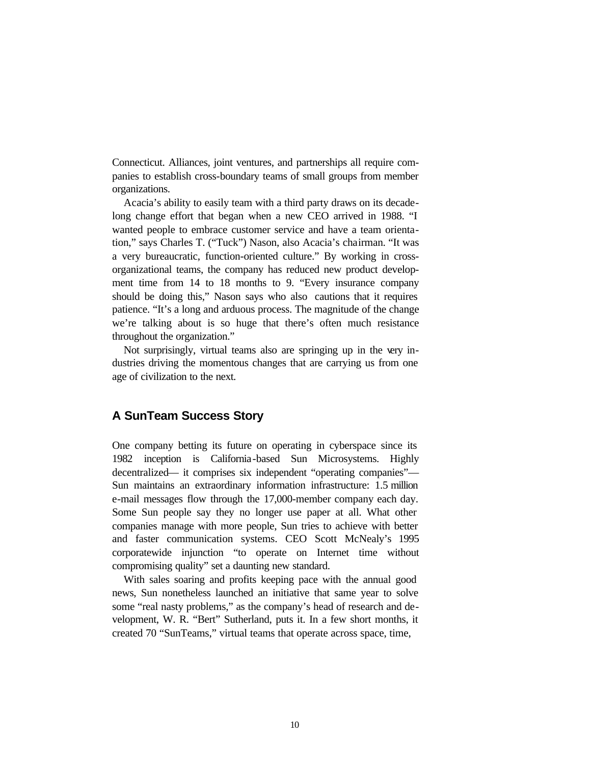Connecticut. Alliances, joint ventures, and partnerships all require companies to establish cross-boundary teams of small groups from member organizations.

Acacia's ability to easily team with a third party draws on its decade-long change effort that began when a new CEO arrived in 1988. "I wanted people to embrace customer service and have a team orientation," says Charles T. ("Tuck") Nason, also Acacia's chairman. "It was a very bureaucratic, function-oriented culture." By working in cross-organizational teams, the company has reduced new product development time from 14 to 18 months to 9. "Every insurance company should be doing this," Nason says who also cautions that it requires patience. "It's a long and arduous process. The magnitude of the change we're talking about is so huge that there's often much resistance throughout the organization."

Not surprisingly, virtual teams also are springing up in the very industries driving the momentous changes that are carrying us from one age of civilization to the next.

## A SunTeam Success Story

One company betting its future on operating in cyberspace since its 1982 inception is California-based Sun Microsystems. Highly decentralized— it comprises six independent "operating companies"— Sun maintains an extraordinary information infrastructure: 1.5 million e-mail messages flow through the 17,000-member company each day. Some Sun people say they no longer use paper at all. What other companies manage with more people, Sun tries to achieve with better and faster communication systems. CEO Scott McNealy's 1995 corporatewide injunction "to operate on Internet time without compromising quality" set a daunting new standard.

With sales soaring and profits keeping pace with the annual good news, Sun nonetheless launched an initiative that same year to solve some "real nasty problems," as the company's head of research and development, W. R. "Bert" Sutherland, puts it. In a few short months, it created 70 "SunTeams," virtual teams that operate across space, time,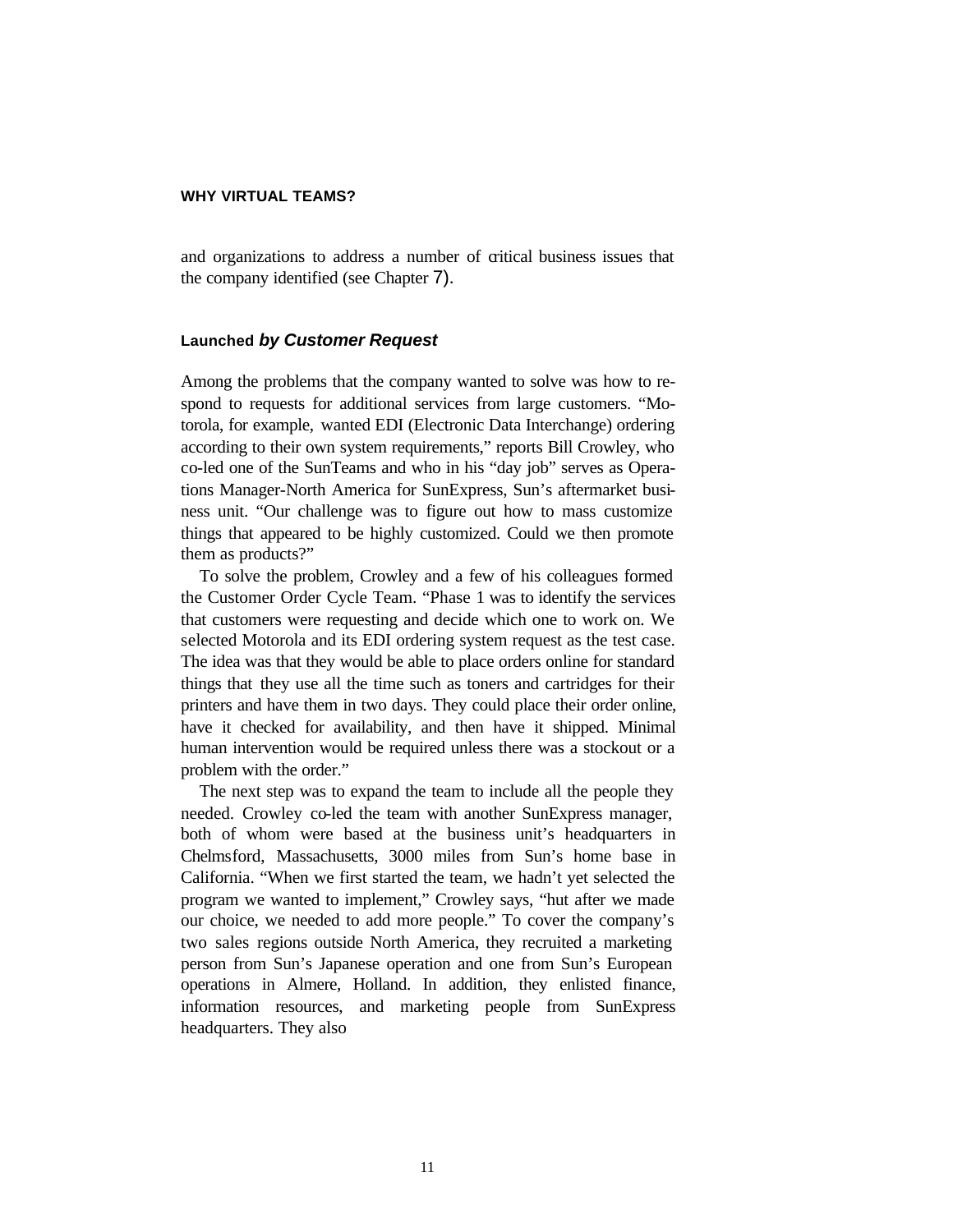and organizations to address a number of critical business issues that the company identified (see Chapter 7).

### Launched *by Customer Request*

Among the problems that the company wanted to solve was how to respond to requests for additional services from large customers. "Motorola, for example, wanted EDI (Electronic Data Interchange) ordering according to their own system requirements," reports Bill Crowley, who co-led one of the SunTeams and who in his "day job" serves as Operations Manager-North America for SunExpress, Sun's aftermarket business unit. "Our challenge was to figure out how to mass customize things that appeared to be highly customized. Could we then promote them as products?"

To solve the problem, Crowley and a few of his colleagues formed the Customer Order Cycle Team. "Phase 1 was to identify the services that customers were requesting and decide which one to work on. We selected Motorola and its EDI ordering system request as the test case. The idea was that they would be able to place orders online for standard things that they use all the time such as toners and cartridges for their printers and have them in two days. They could place their order online, have it checked for availability, and then have it shipped. Minimal human intervention would be required unless there was a stockout or a problem with the order."

The next step was to expand the team to include all the people they needed. Crowley co-led the team with another SunExpress manager, both of whom were based at the business unit's headquarters in Chelmsford, Massachusetts, 3000 miles from Sun's home base in California. "When we first started the team, we hadn't yet selected the program we wanted to implement," Crowley says, "hut after we made our choice, we needed to add more people." To cover the company's two sales regions outside North America, they recruited a marketing person from Sun's Japanese operation and one from Sun's European operations in Almere, Holland. In addition, they enlisted finance, information resources, and marketing people from SunExpress headquarters. They also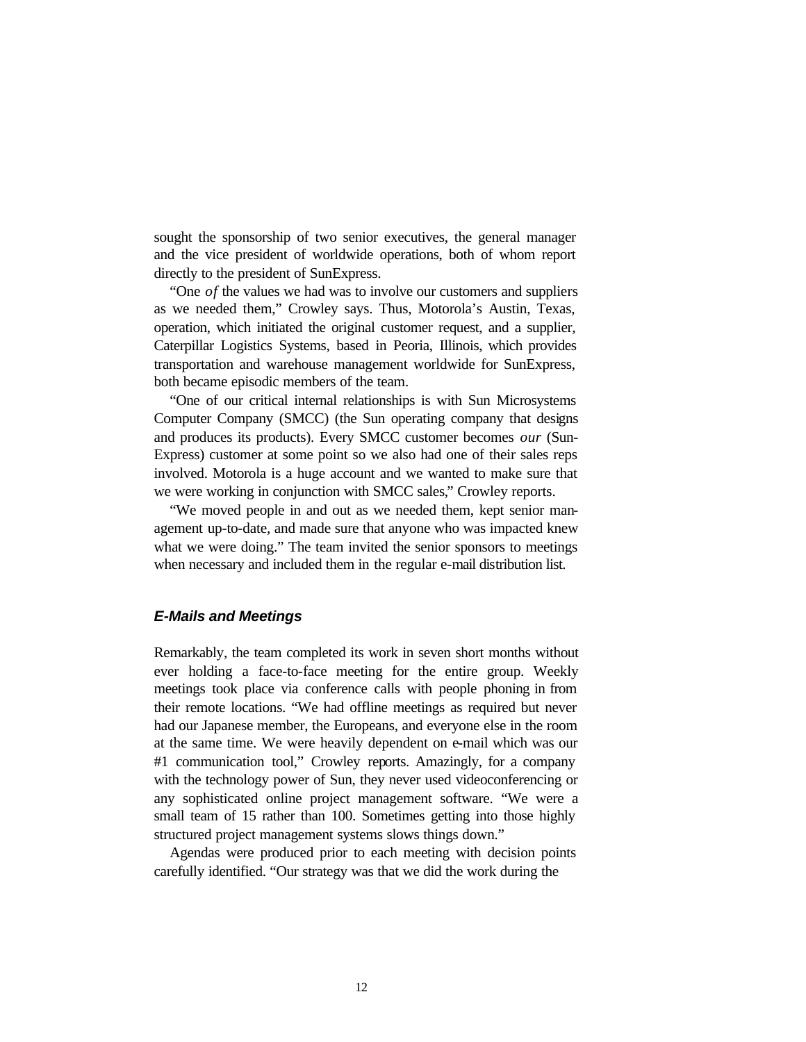sought the sponsorship of two senior executives, the general manager and the vice president of worldwide operations, both of whom report directly to the president of SunExpress.

"One *of* the values we had was to involve our customers and suppliers as we needed them," Crowley says. Thus, Motorola's Austin, Texas, operation, which initiated the original customer request, and a supplier, Caterpillar Logistics Systems, based in Peoria, Illinois, which provides transportation and warehouse management worldwide for SunExpress, both became episodic members of the team.

"One of our critical internal relationships is with Sun Microsystems Computer Company (SMCC) (the Sun operating company that designs and produces its products). Every SMCC customer becomes *our* (Sun-Express) customer at some point so we also had one of their sales reps involved. Motorola is a huge account and we wanted to make sure that we were working in conjunction with SMCC sales," Crowley reports.

"We moved people in and out as we needed them, kept senior management up-to-date, and made sure that anyone who was impacted knew what we were doing." The team invited the senior sponsors to meetings when necessary and included them in the regular e-mail distribution list.

### *E-Mails and Meetings*

Remarkably, the team completed its work in seven short months without ever holding a face-to-face meeting for the entire group. Weekly meetings took place via conference calls with people phoning in from their remote locations. "We had offline meetings as required but never had our Japanese member, the Europeans, and everyone else in the room at the same time. We were heavily dependent on e-mail which was our #1 communication tool," Crowley reports. Amazingly, for a company with the technology power of Sun, they never used videoconferencing or any sophisticated online project management software. "We were a small team of 15 rather than 100. Sometimes getting into those highly structured project management systems slows things down."

Agendas were produced prior to each meeting with decision points carefully identified. "Our strategy was that we did the work during the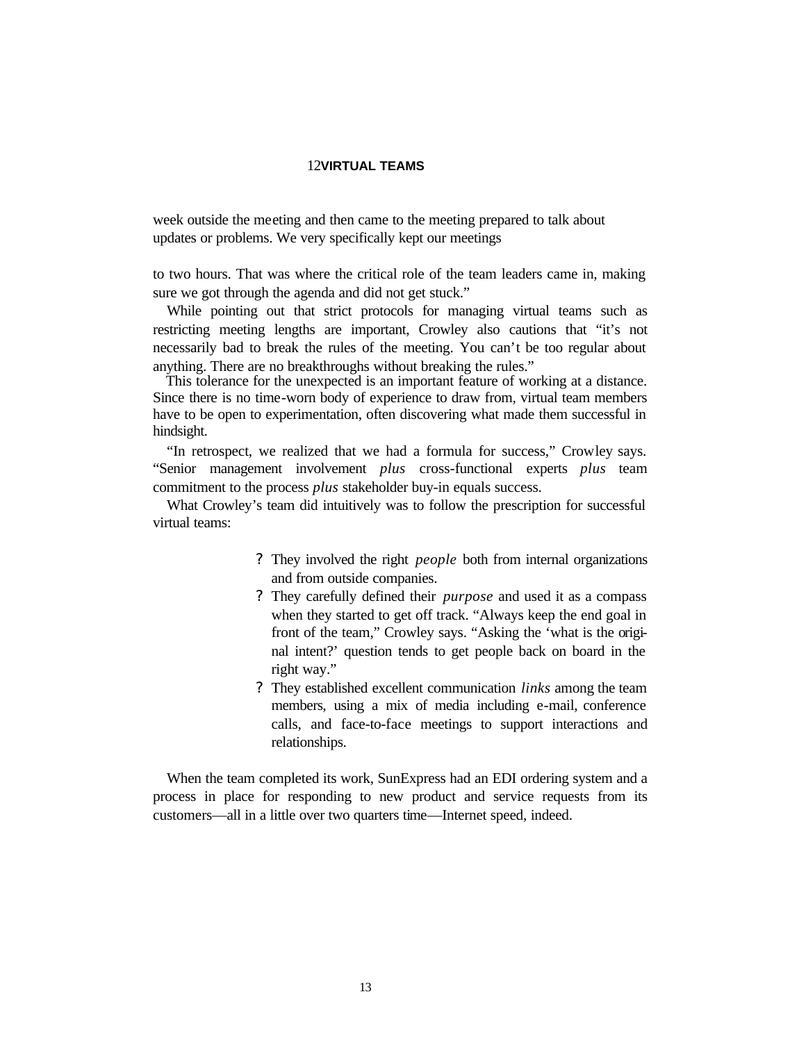week outside the meeting and then came to the meeting prepared to talk about updates or problems. We very specifically kept our meetings to two hours. That was where the critical role of the team leaders came in, making sure we got through the agenda and did not get stuck."

While pointing out that strict protocols for managing virtual teams such as restricting meeting lengths are important, Crowley also cautions that "it's not necessarily bad to break the rules of the meeting. You can't be too regular about anything. There are no breakthroughs without breaking the rules."

This tolerance for the unexpected is an important feature of working at a distance. Since there is no time-worn body of experience to draw from, virtual team members have to be open to experimentation, often discovering what made them successful in hindsight.

"In retrospect, we realized that we had a formula for success," Crowley says. "Senior management involvement *plus* cross-functional experts *plus* team commitment to the process *plus* stakeholder buy-in equals success.

What Crowley's team did intuitively was to follow the prescription for successful virtual teams:

- They involved the right *people* both from internal organizations and from outside companies.
- They carefully defined their *purpose* and used it as a compass when they started to get off track. "Always keep the end goal in front of the team," Crowley says. "Asking the 'what is the original intent?' question tends to get people back on board in the right way."
- They established excellent communication *links* among the team members, using a mix of media including e-mail, conference calls, and face-to-face meetings to support interactions and relationships.

When the team completed its work, SunExpress had an EDI ordering system and a process in place for responding to new product and service requests from its customers—all in a little over two quarters time—Internet speed, indeed.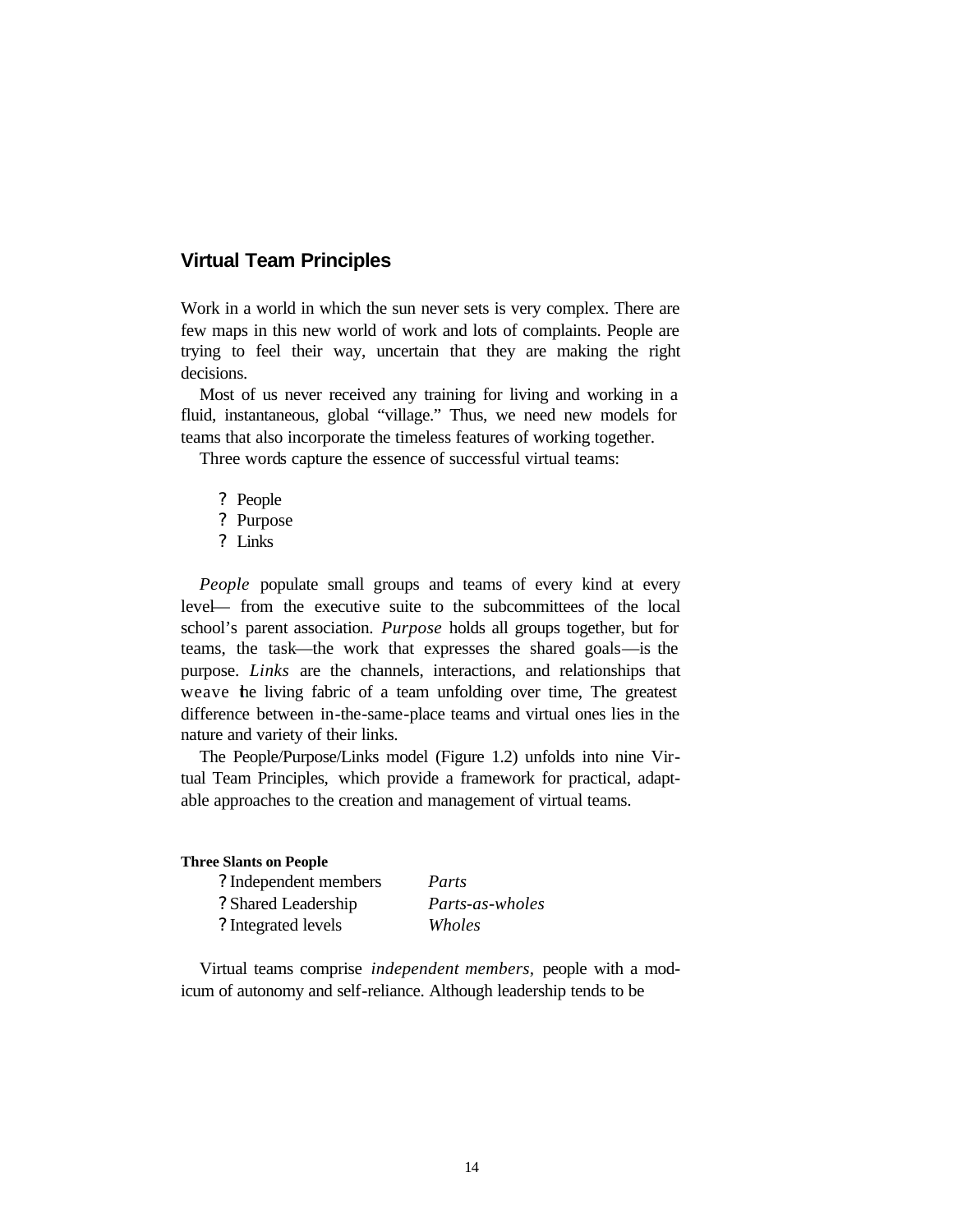## Virtual Team Principles

Work in a world in which the sun never sets is very complex. There are few maps in this new world of work and lots of complaints. People are trying to feel their way, uncertain that they are making the right decisions.

Most of us never received any training for living and working in a fluid, instantaneous, global "village." Thus, we need new models for teams that also incorporate the timeless features of working together.

Three words capture the essence of successful virtual teams:

- People
- Purpose
- Links

*People* populate small groups and teams of every kind at every level— from the executive suite to the subcommittees of the local school's parent association. *Purpose* holds all groups together, but for teams, the task—the work that expresses the shared goals—is the purpose. *Links* are the channels, interactions, and relationships that weave the living fabric of a team unfolding over time, The greatest difference between in-the-same-place teams and virtual ones lies in the nature and variety of their links.

The People/Purpose/Links model (Figure 1.2) unfolds into nine Virtual Team Principles, which provide a framework for practical, adaptable approaches to the creation and management of virtual teams.

**Three Slants on People**

| | |
|---|---|
| Independent members | *Parts* |
| Shared Leadership | *Parts-as-wholes* |
| Integrated levels | *Wholes* |

Virtual teams comprise *independent members,* people with a modicum of autonomy and self-reliance. Although leadership tends to be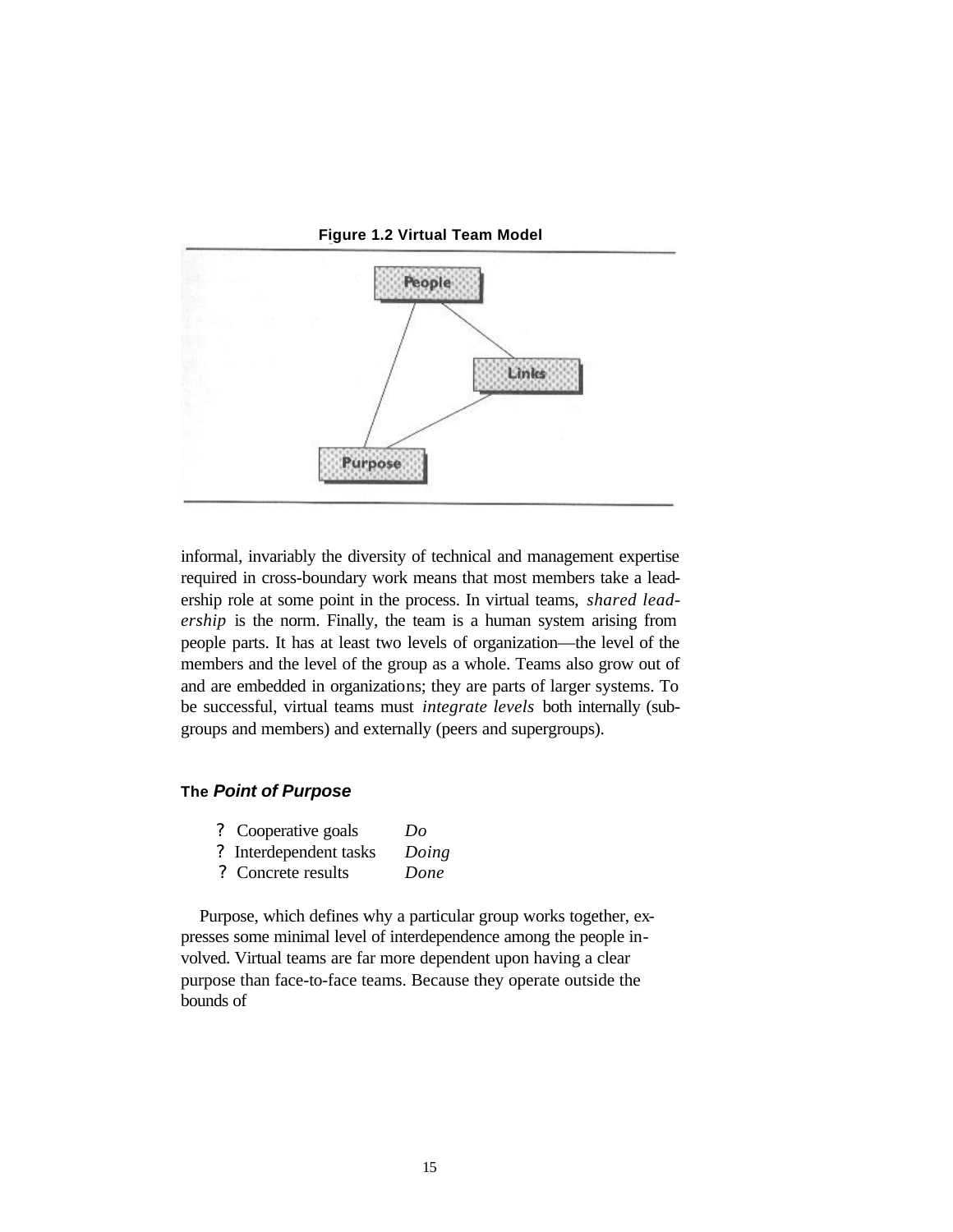**Figure 1.2 Virtual Team Model**

informal, invariably the diversity of technical and management expertise required in cross-boundary work means that most members take a leadership role at some point in the process. In virtual teams, *shared leadership* is the norm. Finally, the team is a human system arising from people parts. It has at least two levels of organization—the level of the members and the level of the group as a whole. Teams also grow out of and are embedded in organizations; they are parts of larger systems. To be successful, virtual teams must *integrate levels* both internally (subgroups and members) and externally (peers and supergroups).

### The *Point of Purpose*

- ? Cooperative goals *Do*
- ? Interdependent tasks *Doing*
- ? Concrete results *Done*

Purpose, which defines why a particular group works together, expresses some minimal level of interdependence among the people involved. Virtual teams are far more dependent upon having a clear purpose than face-to-face teams. Because they operate outside the bounds of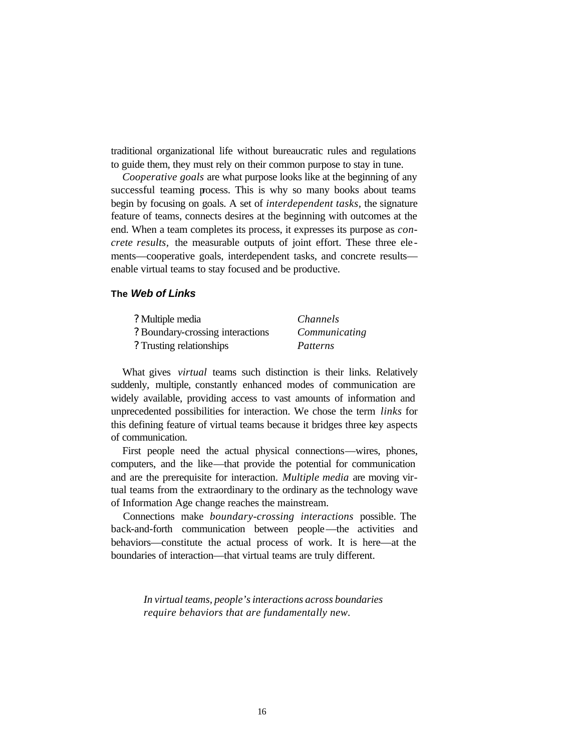traditional organizational life without bureaucratic rules and regulations to guide them, they must rely on their common purpose to stay in tune.

*Cooperative goals* are what purpose looks like at the beginning of any successful teaming process. This is why so many books about teams begin by focusing on goals. A set of *interdependent tasks,* the signature feature of teams, connects desires at the beginning with outcomes at the end. When a team completes its process, it expresses its purpose as *concrete results,* the measurable outputs of joint effort. These three elements—cooperative goals, interdependent tasks, and concrete results—enable virtual teams to stay focused and be productive.

### The *Web of Links*

| | |
|---|---|
| ? Multiple media | *Channels* |
| ? Boundary-crossing interactions | *Communicating* |
| ? Trusting relationships | *Patterns* |

What gives *virtual* teams such distinction is their links. Relatively suddenly, multiple, constantly enhanced modes of communication are widely available, providing access to vast amounts of information and unprecedented possibilities for interaction. We chose the term *links* for this defining feature of virtual teams because it bridges three key aspects of communication.

First people need the actual physical connections—wires, phones, computers, and the like—that provide the potential for communication and are the prerequisite for interaction. *Multiple media* are moving virtual teams from the extraordinary to the ordinary as the technology wave of Information Age change reaches the mainstream.

Connections make *boundary-crossing interactions* possible. The back-and-forth communication between people—the activities and behaviors—constitute the actual process of work. It is here—at the boundaries of interaction—that virtual teams are truly different.

> *In virtual teams, people's interactions across boundaries require behaviors that are fundamentally new.*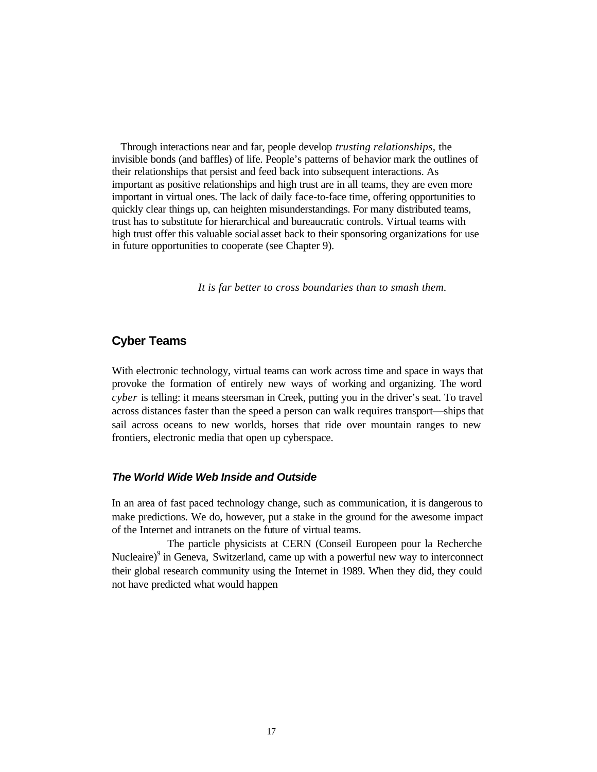Through interactions near and far, people develop *trusting relationships*, the invisible bonds (and baffles) of life. People's patterns of behavior mark the outlines of their relationships that persist and feed back into subsequent interactions. As important as positive relationships and high trust are in all teams, they are even more important in virtual ones. The lack of daily face-to-face time, offering opportunities to quickly clear things up, can heighten misunderstandings. For many distributed teams, trust has to substitute for hierarchical and bureaucratic controls. Virtual teams with high trust offer this valuable social asset back to their sponsoring organizations for use in future opportunities to cooperate (see Chapter 9).

*It is far better to cross boundaries than to smash them.*

## Cyber Teams

With electronic technology, virtual teams can work across time and space in ways that provoke the formation of entirely new ways of working and organizing. The word *cyber* is telling: it means steersman in Creek, putting you in the driver's seat. To travel across distances faster than the speed a person can walk requires transport—ships that sail across oceans to new worlds, horses that ride over mountain ranges to new frontiers, electronic media that open up cyberspace.

### *The World Wide Web Inside and Outside*

In an area of fast paced technology change, such as communication, it is dangerous to make predictions. We do, however, put a stake in the ground for the awesome impact of the Internet and intranets on the future of virtual teams.

The particle physicists at CERN (Conseil Europeen pour la Recherche Nucleaire)[9] in Geneva, Switzerland, came up with a powerful new way to interconnect their global research community using the Internet in 1989. When they did, they could not have predicted what would happen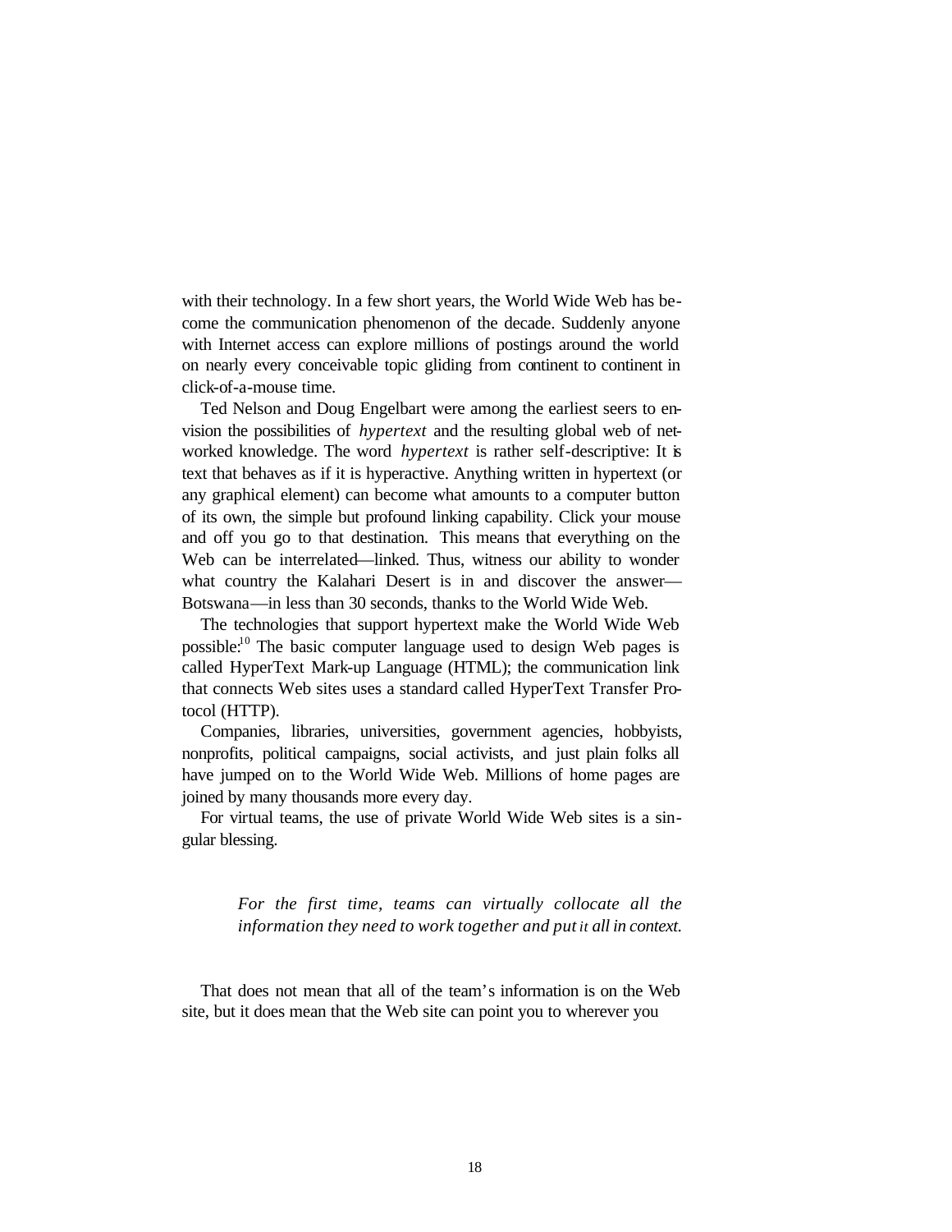with their technology. In a few short years, the World Wide Web has become the communication phenomenon of the decade. Suddenly anyone with Internet access can explore millions of postings around the world on nearly every conceivable topic gliding from continent to continent in click-of-a-mouse time.

Ted Nelson and Doug Engelbart were among the earliest seers to envision the possibilities of *hypertext* and the resulting global web of networked knowledge. The word *hypertext* is rather self-descriptive: It is text that behaves as if it is hyperactive. Anything written in hypertext (or any graphical element) can become what amounts to a computer button of its own, the simple but profound linking capability. Click your mouse and off you go to that destination. This means that everything on the Web can be interrelated—linked. Thus, witness our ability to wonder what country the Kalahari Desert is in and discover the answer—Botswana—in less than 30 seconds, thanks to the World Wide Web.

The technologies that support hypertext make the World Wide Web possible:[10] The basic computer language used to design Web pages is called HyperText Mark-up Language (HTML); the communication link that connects Web sites uses a standard called HyperText Transfer Protocol (HTTP).

Companies, libraries, universities, government agencies, hobbyists, nonprofits, political campaigns, social activists, and just plain folks all have jumped on to the World Wide Web. Millions of home pages are joined by many thousands more every day.

For virtual teams, the use of private World Wide Web sites is a singular blessing.

> *For the first time, teams can virtually collocate all the information they need to work together and put it all in context.*

That does not mean that all of the team's information is on the Web site, but it does mean that the Web site can point you to wherever you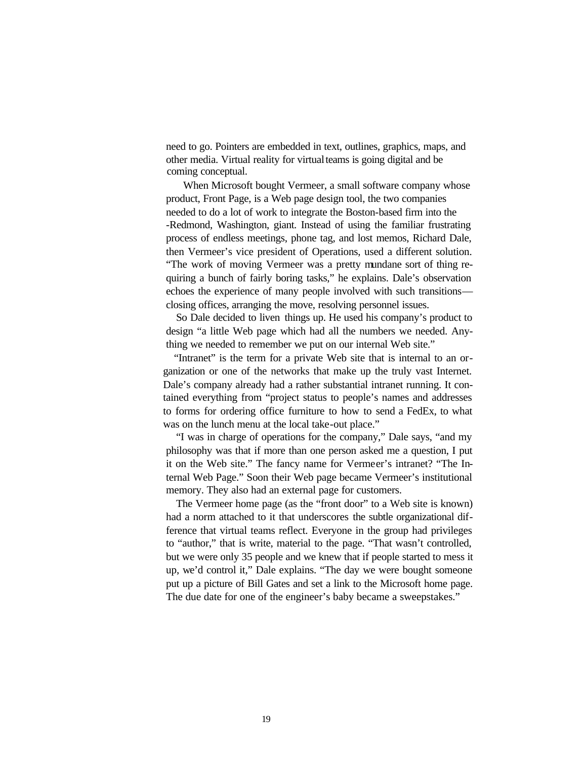need to go. Pointers are embedded in text, outlines, graphics, maps, and other media. Virtual reality for virtual teams is going digital and becoming conceptual.

When Microsoft bought Vermeer, a small software company whose product, Front Page, is a Web page design tool, the two companies needed to do a lot of work to integrate the Boston-based firm into the Redmond, Washington, giant. Instead of using the familiar frustrating process of endless meetings, phone tag, and lost memos, Richard Dale, then Vermeer's vice president of Operations, used a different solution. "The work of moving Vermeer was a pretty mundane sort of thing requiring a bunch of fairly boring tasks," he explains. Dale's observation echoes the experience of many people involved with such transitions—closing offices, arranging the move, resolving personnel issues.

So Dale decided to liven things up. He used his company's product to design "a little Web page which had all the numbers we needed. Anything we needed to remember we put on our internal Web site."

"Intranet" is the term for a private Web site that is internal to an organization or one of the networks that make up the truly vast Internet. Dale's company already had a rather substantial intranet running. It contained everything from "project status to people's names and addresses to forms for ordering office furniture to how to send a FedEx, to what was on the lunch menu at the local take-out place."

"I was in charge of operations for the company," Dale says, "and my philosophy was that if more than one person asked me a question, I put it on the Web site." The fancy name for Vermeer's intranet? "The Internal Web Page." Soon their Web page became Vermeer's institutional memory. They also had an external page for customers.

The Vermeer home page (as the "front door" to a Web site is known) had a norm attached to it that underscores the subtle organizational difference that virtual teams reflect. Everyone in the group had privileges to "author," that is write, material to the page. "That wasn't controlled, but we were only 35 people and we knew that if people started to mess it up, we'd control it," Dale explains. "The day we were bought someone put up a picture of Bill Gates and set a link to the Microsoft home page. The due date for one of the engineer's baby became a sweepstakes."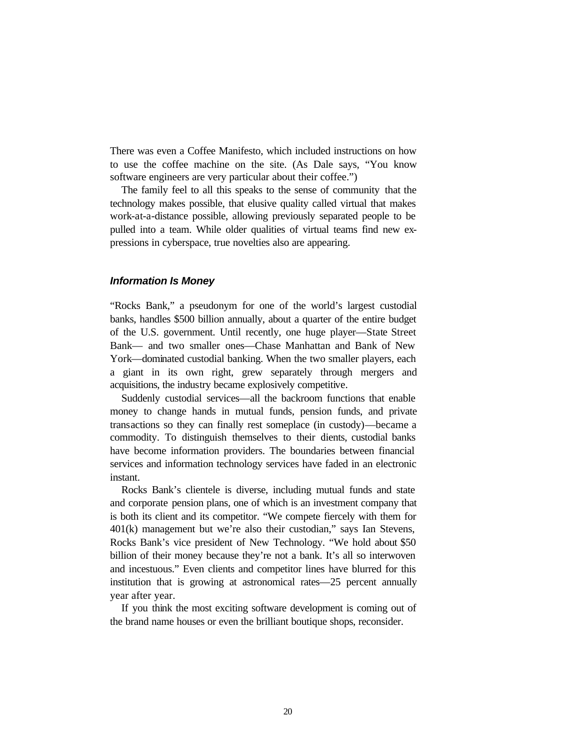There was even a Coffee Manifesto, which included instructions on how to use the coffee machine on the site. (As Dale says, "You know software engineers are very particular about their coffee.")

The family feel to all this speaks to the sense of community that the technology makes possible, that elusive quality called virtual that makes work-at-a-distance possible, allowing previously separated people to be pulled into a team. While older qualities of virtual teams find new expressions in cyberspace, true novelties also are appearing.

### ***Information Is Money***

"Rocks Bank," a pseudonym for one of the world's largest custodial banks, handles \$500 billion annually, about a quarter of the entire budget of the U.S. government. Until recently, one huge player—State Street Bank— and two smaller ones—Chase Manhattan and Bank of New York—dominated custodial banking. When the two smaller players, each a giant in its own right, grew separately through mergers and acquisitions, the industry became explosively competitive.

Suddenly custodial services—all the backroom functions that enable money to change hands in mutual funds, pension funds, and private transactions so they can finally rest someplace (in custody)—became a commodity. To distinguish themselves to their clients, custodial banks have become information providers. The boundaries between financial services and information technology services have faded in an electronic instant.

Rocks Bank's clientele is diverse, including mutual funds and state and corporate pension plans, one of which is an investment company that is both its client and its competitor. "We compete fiercely with them for 401(k) management but we're also their custodian," says Ian Stevens, Rocks Bank's vice president of New Technology. "We hold about \$50 billion of their money because they're not a bank. It's all so interwoven and incestuous." Even clients and competitor lines have blurred for this institution that is growing at astronomical rates—25 percent annually year after year.

If you think the most exciting software development is coming out of the brand name houses or even the brilliant boutique shops, reconsider.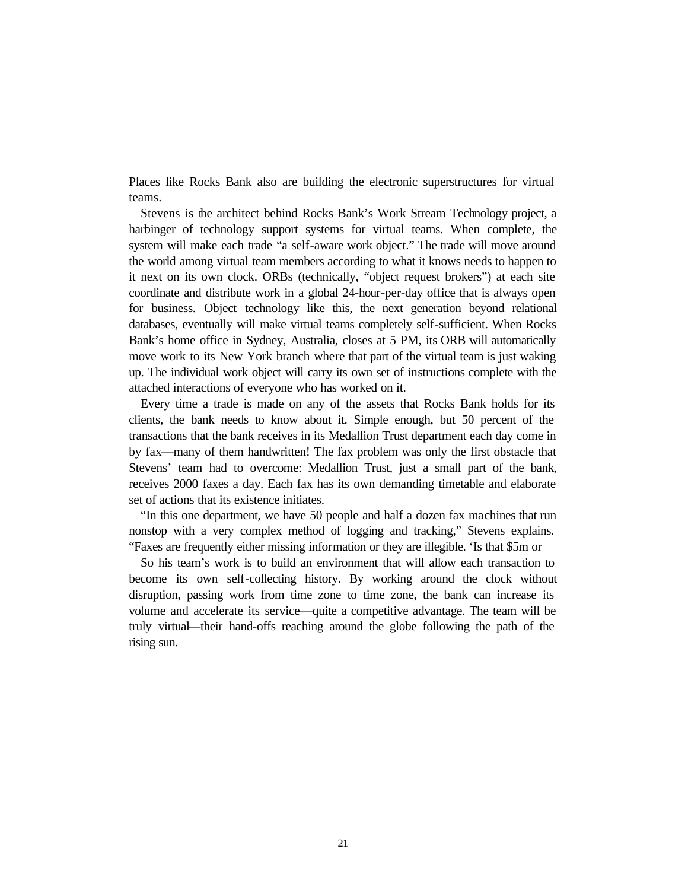Places like Rocks Bank also are building the electronic superstructures for virtual teams.

Stevens is the architect behind Rocks Bank's Work Stream Technology project, a harbinger of technology support systems for virtual teams. When complete, the system will make each trade "a self-aware work object." The trade will move around the world among virtual team members according to what it knows needs to happen to it next on its own clock. ORBs (technically, "object request brokers") at each site coordinate and distribute work in a global 24-hour-per-day office that is always open for business. Object technology like this, the next generation beyond relational databases, eventually will make virtual teams completely self-sufficient. When Rocks Bank's home office in Sydney, Australia, closes at 5 PM, its ORB will automatically move work to its New York branch where that part of the virtual team is just waking up. The individual work object will carry its own set of instructions complete with the attached interactions of everyone who has worked on it.

Every time a trade is made on any of the assets that Rocks Bank holds for its clients, the bank needs to know about it. Simple enough, but 50 percent of the transactions that the bank receives in its Medallion Trust department each day come in by fax—many of them handwritten! The fax problem was only the first obstacle that Stevens' team had to overcome: Medallion Trust, just a small part of the bank, receives 2000 faxes a day. Each fax has its own demanding timetable and elaborate set of actions that its existence initiates.

"In this one department, we have 50 people and half a dozen fax machines that run nonstop with a very complex method of logging and tracking," Stevens explains. "Faxes are frequently either missing information or they are illegible. 'Is that $5m or

So his team's work is to build an environment that will allow each transaction to become its own self-collecting history. By working around the clock without disruption, passing work from time zone to time zone, the bank can increase its volume and accelerate its service—quite a competitive advantage. The team will be truly virtual—their hand-offs reaching around the globe following the path of the rising sun.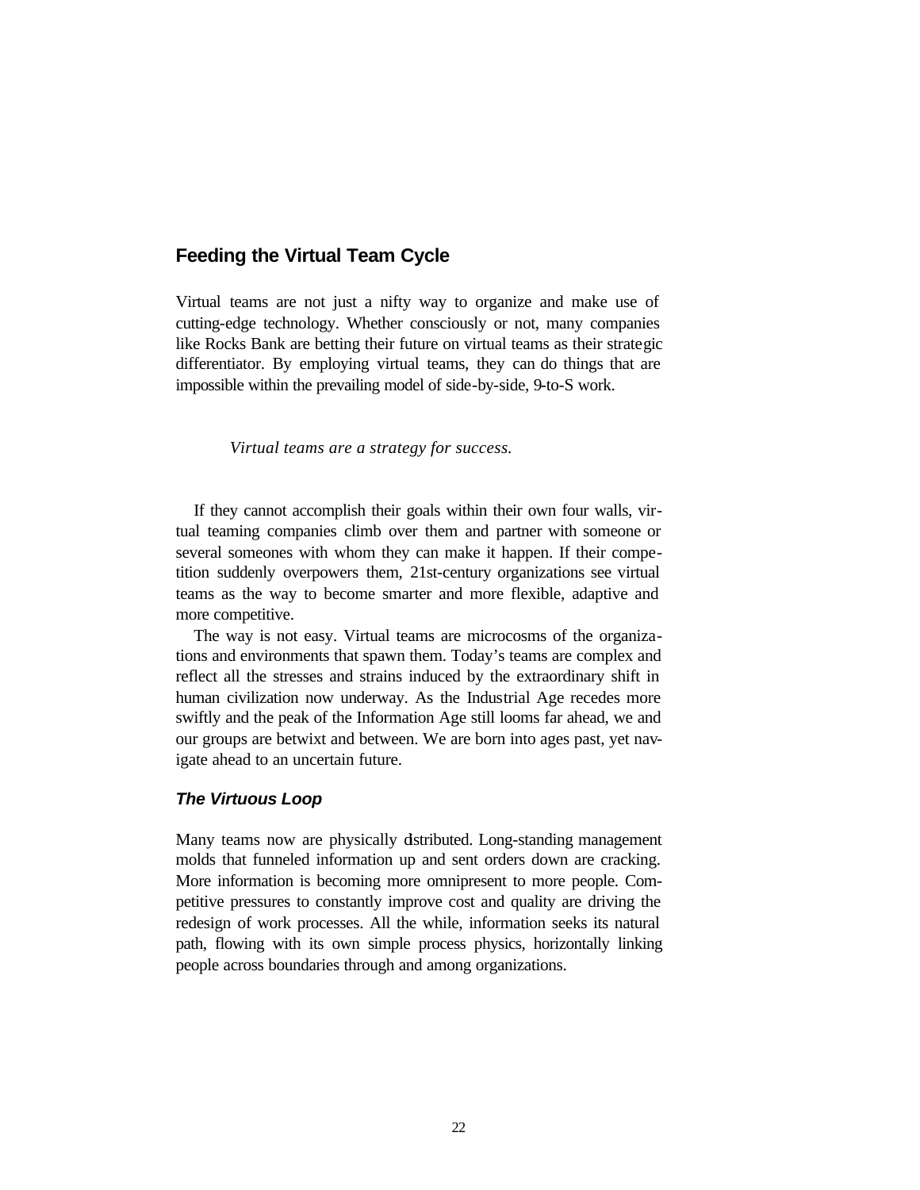## Feeding the Virtual Team Cycle

Virtual teams are not just a nifty way to organize and make use of cutting-edge technology. Whether consciously or not, many companies like Rocks Bank are betting their future on virtual teams as their strategic differentiator. By employing virtual teams, they can do things that are impossible within the prevailing model of side-by-side, 9-to-S work.

*Virtual teams are a strategy for success.*

If they cannot accomplish their goals within their own four walls, virtual teaming companies climb over them and partner with someone or several someones with whom they can make it happen. If their competition suddenly overpowers them, 21st-century organizations see virtual teams as the way to become smarter and more flexible, adaptive and more competitive.

The way is not easy. Virtual teams are microcosms of the organizations and environments that spawn them. Today's teams are complex and reflect all the stresses and strains induced by the extraordinary shift in human civilization now underway. As the Industrial Age recedes more swiftly and the peak of the Information Age still looms far ahead, we and our groups are betwixt and between. We are born into ages past, yet navigate ahead to an uncertain future.

### *The Virtuous Loop*

Many teams now are physically distributed. Long-standing management molds that funneled information up and sent orders down are cracking. More information is becoming more omnipresent to more people. Competitive pressures to constantly improve cost and quality are driving the redesign of work processes. All the while, information seeks its natural path, flowing with its own simple process physics, horizontally linking people across boundaries through and among organizations.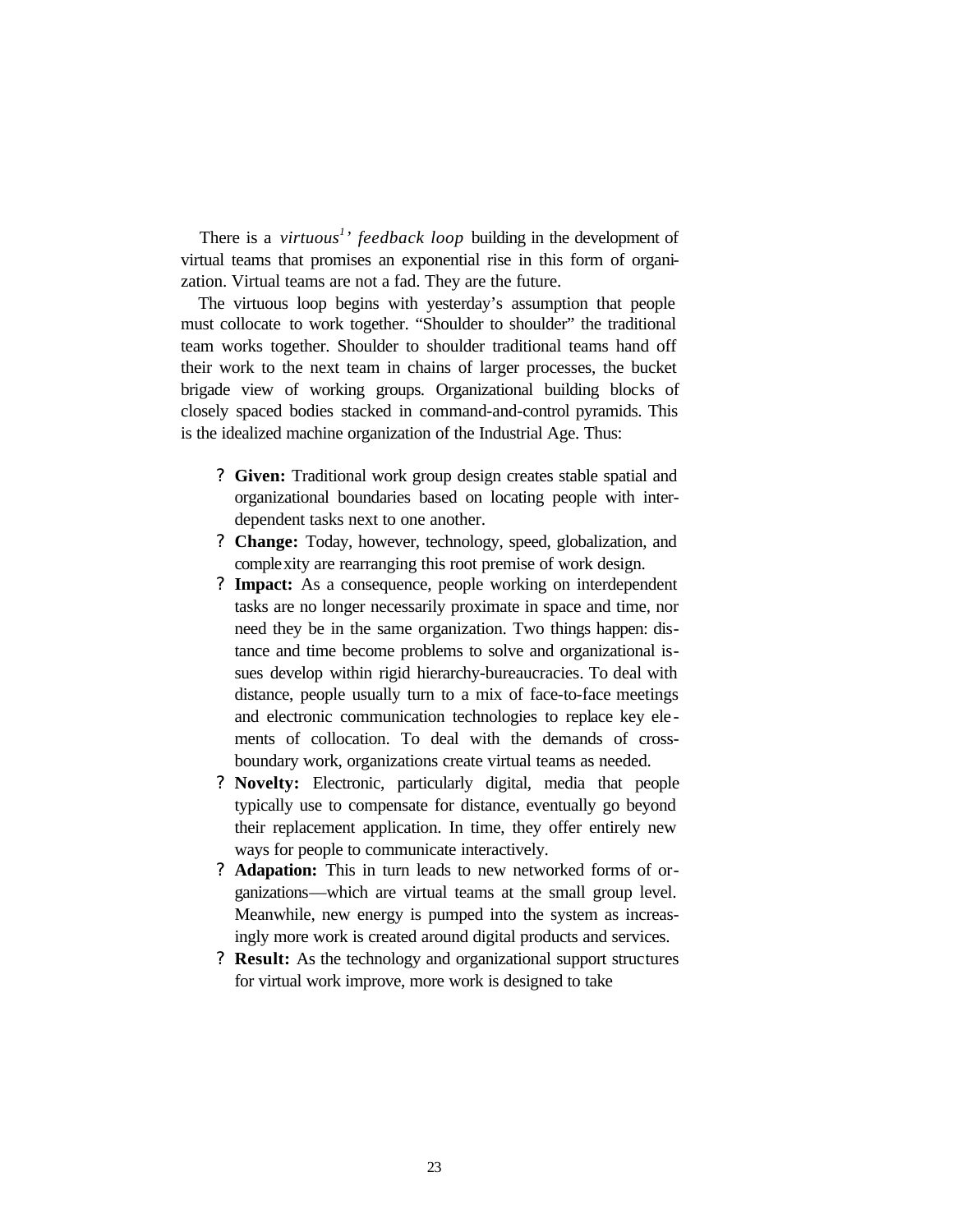There is a *virtuous*[1]*' feedback loop* building in the development of virtual teams that promises an exponential rise in this form of organization. Virtual teams are not a fad. They are the future.

The virtuous loop begins with yesterday's assumption that people must collocate to work together. "Shoulder to shoulder" the traditional team works together. Shoulder to shoulder traditional teams hand off their work to the next team in chains of larger processes, the bucket brigade view of working groups. Organizational building blocks of closely spaced bodies stacked in command-and-control pyramids. This is the idealized machine organization of the Industrial Age. Thus:

- **Given:** Traditional work group design creates stable spatial and organizational boundaries based on locating people with interdependent tasks next to one another.
- **Change:** Today, however, technology, speed, globalization, and complexity are rearranging this root premise of work design.
- **Impact:** As a consequence, people working on interdependent tasks are no longer necessarily proximate in space and time, nor need they be in the same organization. Two things happen: distance and time become problems to solve and organizational issues develop within rigid hierarchy-bureaucracies. To deal with distance, people usually turn to a mix of face-to-face meetings and electronic communication technologies to replace key elements of collocation. To deal with the demands of cross-boundary work, organizations create virtual teams as needed.
- **Novelty:** Electronic, particularly digital, media that people typically use to compensate for distance, eventually go beyond their replacement application. In time, they offer entirely new ways for people to communicate interactively.
- **Adapation:** This in turn leads to new networked forms of organizations—which are virtual teams at the small group level. Meanwhile, new energy is pumped into the system as increasingly more work is created around digital products and services.
- **Result:** As the technology and organizational support structures for virtual work improve, more work is designed to take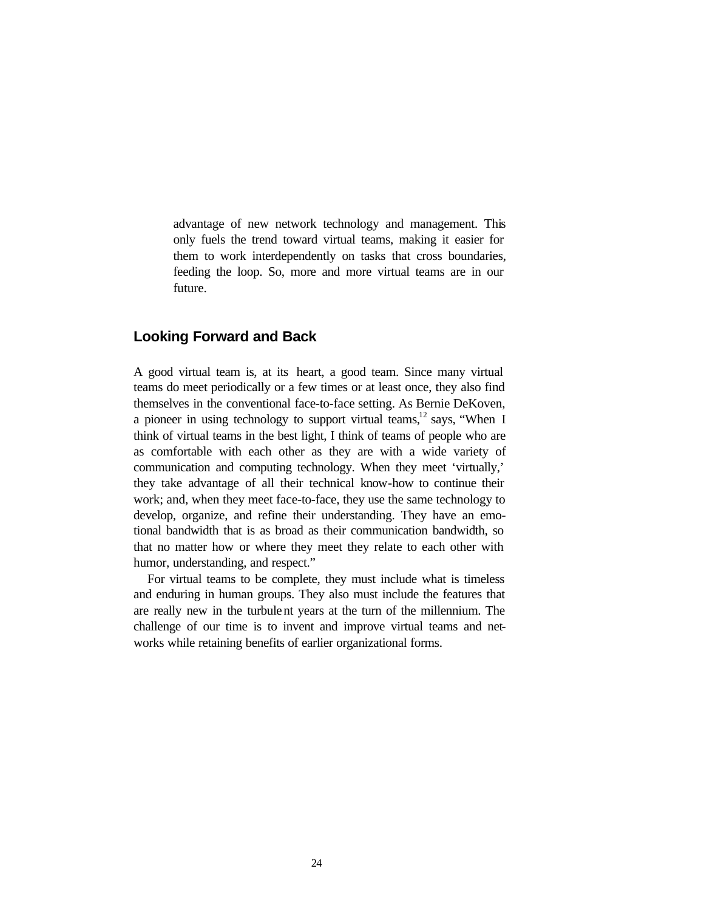advantage of new network technology and management. This only fuels the trend toward virtual teams, making it easier for them to work interdependently on tasks that cross boundaries, feeding the loop. So, more and more virtual teams are in our future.

## Looking Forward and Back

A good virtual team is, at its heart, a good team. Since many virtual teams do meet periodically or a few times or at least once, they also find themselves in the conventional face-to-face setting. As Bernie DeKoven, a pioneer in using technology to support virtual teams,[12] says, "When I think of virtual teams in the best light, I think of teams of people who are as comfortable with each other as they are with a wide variety of communication and computing technology. When they meet 'virtually,' they take advantage of all their technical know-how to continue their work; and, when they meet face-to-face, they use the same technology to develop, organize, and refine their understanding. They have an emotional bandwidth that is as broad as their communication bandwidth, so that no matter how or where they meet they relate to each other with humor, understanding, and respect."

For virtual teams to be complete, they must include what is timeless and enduring in human groups. They also must include the features that are really new in the turbulent years at the turn of the millennium. The challenge of our time is to invent and improve virtual teams and networks while retaining benefits of earlier organizational forms.